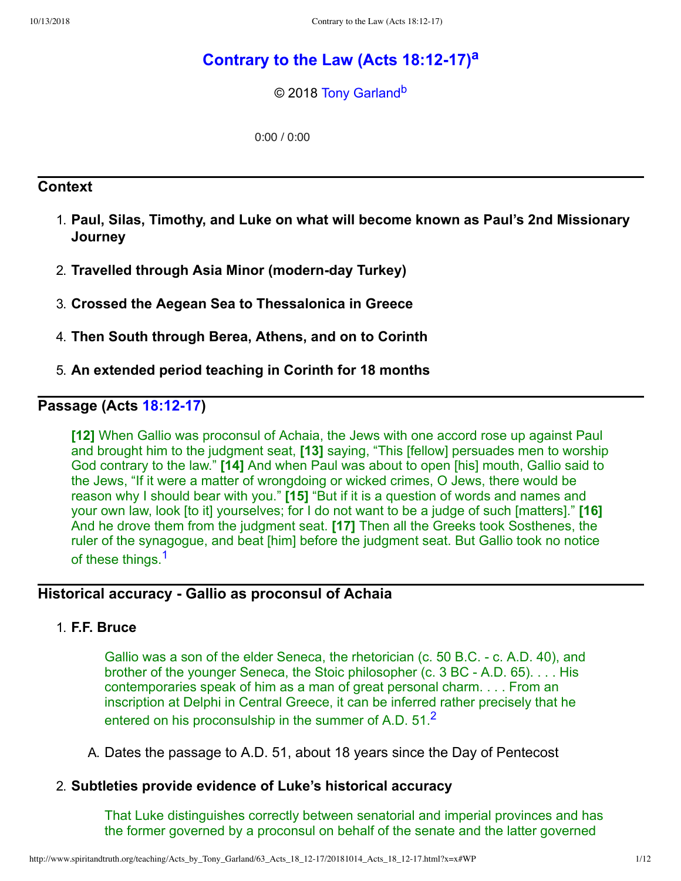# Contrary to the Law (Acts 18:12-17)[a]

© 2018 Tony Garland[b]

0:00 / 0:00

## Context

1. **Paul, Silas, Timothy, and Luke on what will become known as Paul's 2nd Missionary Journey**
2. **Travelled through Asia Minor (modern-day Turkey)**
3. **Crossed the Aegean Sea to Thessalonica in Greece**
4. **Then South through Berea, Athens, and on to Corinth**
5. **An extended period teaching in Corinth for 18 months**

## Passage (Acts 18:12-17)

> **[12]** When Gallio was proconsul of Achaia, the Jews with one accord rose up against Paul and brought him to the judgment seat, **[13]** saying, "This [fellow] persuades men to worship God contrary to the law." **[14]** And when Paul was about to open [his] mouth, Gallio said to the Jews, "If it were a matter of wrongdoing or wicked crimes, O Jews, there would be reason why I should bear with you." **[15]** "But if it is a question of words and names and your own law, look [to it] yourselves; for I do not want to be a judge of such [matters]." **[16]** And he drove them from the judgment seat. **[17]** Then all the Greeks took Sosthenes, the ruler of the synagogue, and beat [him] before the judgment seat. But Gallio took no notice of these things.[1]

## Historical accuracy - Gallio as proconsul of Achaia

1. **F.F. Bruce**

   > Gallio was a son of the elder Seneca, the rhetorician (c. 50 B.C. - c. A.D. 40), and brother of the younger Seneca, the Stoic philosopher (c. 3 BC - A.D. 65). . . . His contemporaries speak of him as a man of great personal charm. . . . From an inscription at Delphi in Central Greece, it can be inferred rather precisely that he entered on his proconsulship in the summer of A.D. 51.[2]

   A. Dates the passage to A.D. 51, about 18 years since the Day of Pentecost

2. **Subtleties provide evidence of Luke's historical accuracy**

   > That Luke distinguishes correctly between senatorial and imperial provinces and has the former governed by a proconsul on behalf of the senate and the latter governed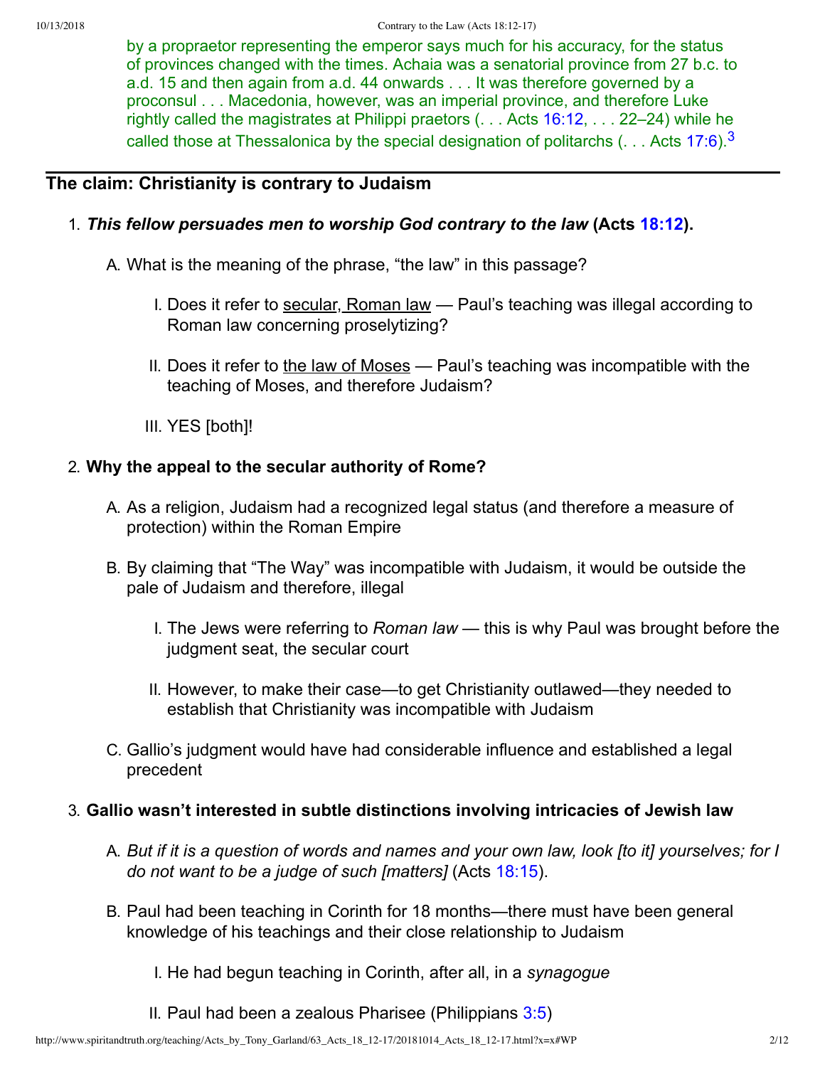by a propraetor representing the emperor says much for his accuracy, for the status of provinces changed with the times. Achaia was a senatorial province from 27 b.c. to a.d. 15 and then again from a.d. 44 onwards . . . It was therefore governed by a proconsul . . . Macedonia, however, was an imperial province, and therefore Luke rightly called the magistrates at Philippi praetors (. . . Acts 16:12, . . . 22–24) while he called those at Thessalonica by the special designation of politarchs (. . . Acts 17:6).[3]

---

## The claim: Christianity is contrary to Judaism

1. ***This fellow persuades men to worship God contrary to the law*** **(Acts 18:12).**
   - A. What is the meaning of the phrase, "the law" in this passage?
     - I. Does it refer to secular, Roman law — Paul's teaching was illegal according to Roman law concerning proselytizing?
     - II. Does it refer to the law of Moses — Paul's teaching was incompatible with the teaching of Moses, and therefore Judaism?
     - III. YES [both]!
2. **Why the appeal to the secular authority of Rome?**
   - A. As a religion, Judaism had a recognized legal status (and therefore a measure of protection) within the Roman Empire
   - B. By claiming that "The Way" was incompatible with Judaism, it would be outside the pale of Judaism and therefore, illegal
     - I. The Jews were referring to *Roman law* — this is why Paul was brought before the judgment seat, the secular court
     - II. However, to make their case—to get Christianity outlawed—they needed to establish that Christianity was incompatible with Judaism
   - C. Gallio's judgment would have had considerable influence and established a legal precedent
3. **Gallio wasn't interested in subtle distinctions involving intricacies of Jewish law**
   - A. *But if it is a question of words and names and your own law, look [to it] yourselves; for I do not want to be a judge of such [matters]* (Acts 18:15).
   - B. Paul had been teaching in Corinth for 18 months—there must have been general knowledge of his teachings and their close relationship to Judaism
     - I. He had begun teaching in Corinth, after all, in a *synagogue*
     - II. Paul had been a zealous Pharisee (Philippians 3:5)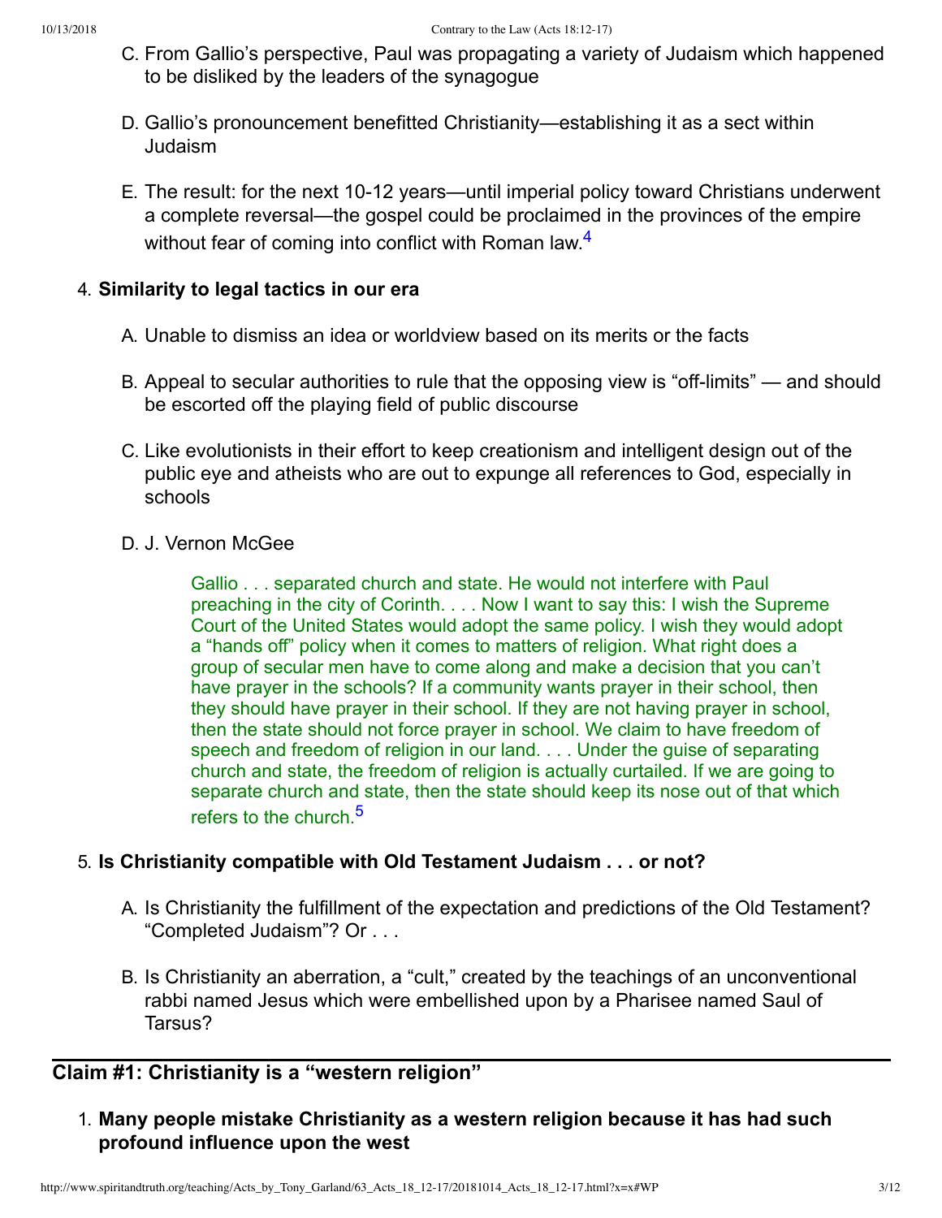C. From Gallio's perspective, Paul was propagating a variety of Judaism which happened to be disliked by the leaders of the synagogue

D. Gallio's pronouncement benefitted Christianity—establishing it as a sect within Judaism

E. The result: for the next 10-12 years—until imperial policy toward Christians underwent a complete reversal—the gospel could be proclaimed in the provinces of the empire without fear of coming into conflict with Roman law.[4]

4. **Similarity to legal tactics in our era**

   A. Unable to dismiss an idea or worldview based on its merits or the facts

   B. Appeal to secular authorities to rule that the opposing view is "off-limits" — and should be escorted off the playing field of public discourse

   C. Like evolutionists in their effort to keep creationism and intelligent design out of the public eye and atheists who are out to expunge all references to God, especially in schools

   D. J. Vernon McGee

   > Gallio . . . separated church and state. He would not interfere with Paul preaching in the city of Corinth. . . . Now I want to say this: I wish the Supreme Court of the United States would adopt the same policy. I wish they would adopt a "hands off" policy when it comes to matters of religion. What right does a group of secular men have to come along and make a decision that you can't have prayer in the schools? If a community wants prayer in their school, then they should have prayer in their school. If they are not having prayer in school, then the state should not force prayer in school. We claim to have freedom of speech and freedom of religion in our land. . . . Under the guise of separating church and state, the freedom of religion is actually curtailed. If we are going to separate church and state, then the state should keep its nose out of that which refers to the church.[5]

5. **Is Christianity compatible with Old Testament Judaism . . . or not?**

   A. Is Christianity the fulfillment of the expectation and predictions of the Old Testament? "Completed Judaism"? Or . . .

   B. Is Christianity an aberration, a "cult," created by the teachings of an unconventional rabbi named Jesus which were embellished upon by a Pharisee named Saul of Tarsus?

## Claim #1: Christianity is a "western religion"

1. **Many people mistake Christianity as a western religion because it has had such profound influence upon the west**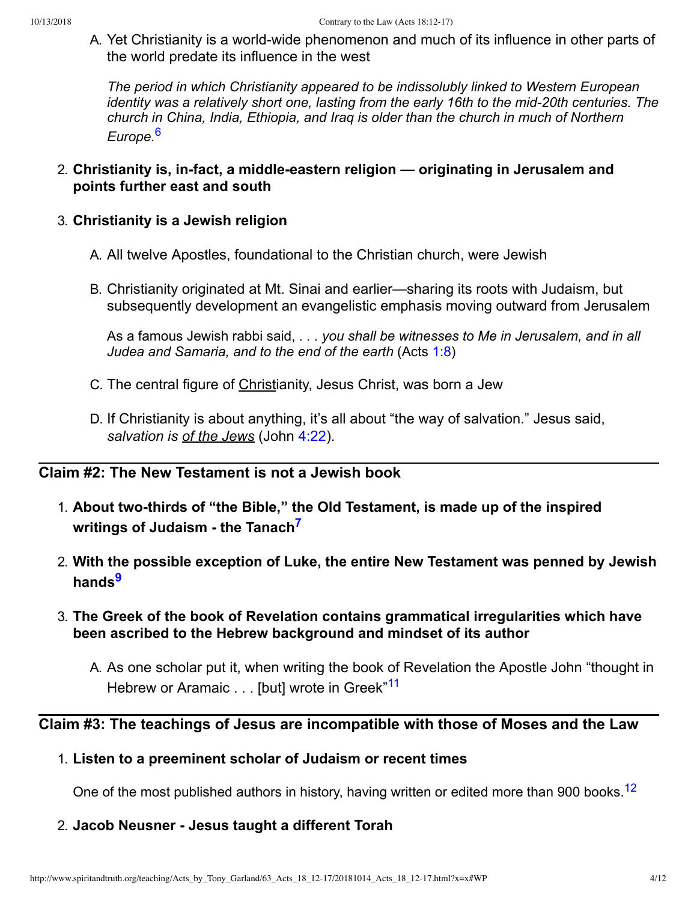A. Yet Christianity is a world-wide phenomenon and much of its influence in other parts of the world predate its influence in the west

   *The period in which Christianity appeared to be indissolubly linked to Western European identity was a relatively short one, lasting from the early 16th to the mid-20th centuries. The church in China, India, Ethiopia, and Iraq is older than the church in much of Northern Europe.*[6]

2. **Christianity is, in-fact, a middle-eastern religion — originating in Jerusalem and points further east and south**

3. **Christianity is a Jewish religion**

   A. All twelve Apostles, foundational to the Christian church, were Jewish

   B. Christianity originated at Mt. Sinai and earlier—sharing its roots with Judaism, but subsequently development an evangelistic emphasis moving outward from Jerusalem

      As a famous Jewish rabbi said, *. . . you shall be witnesses to Me in Jerusalem, and in all Judea and Samaria, and to the end of the earth* (Acts 1:8)

   C. The central figure of Christianity, Jesus Christ, was born a Jew

   D. If Christianity is about anything, it's all about "the way of salvation." Jesus said, *salvation is of the Jews* (John 4:22).

## Claim #2: The New Testament is not a Jewish book

1. **About two-thirds of "the Bible," the Old Testament, is made up of the inspired writings of Judaism - the Tanach**[7]

2. **With the possible exception of Luke, the entire New Testament was penned by Jewish hands**[9]

3. **The Greek of the book of Revelation contains grammatical irregularities which have been ascribed to the Hebrew background and mindset of its author**

   A. As one scholar put it, when writing the book of Revelation the Apostle John "thought in Hebrew or Aramaic . . . [but] wrote in Greek"[11]

## Claim #3: The teachings of Jesus are incompatible with those of Moses and the Law

1. **Listen to a preeminent scholar of Judaism or recent times**

   One of the most published authors in history, having written or edited more than 900 books.[12]

2. **Jacob Neusner - Jesus taught a different Torah**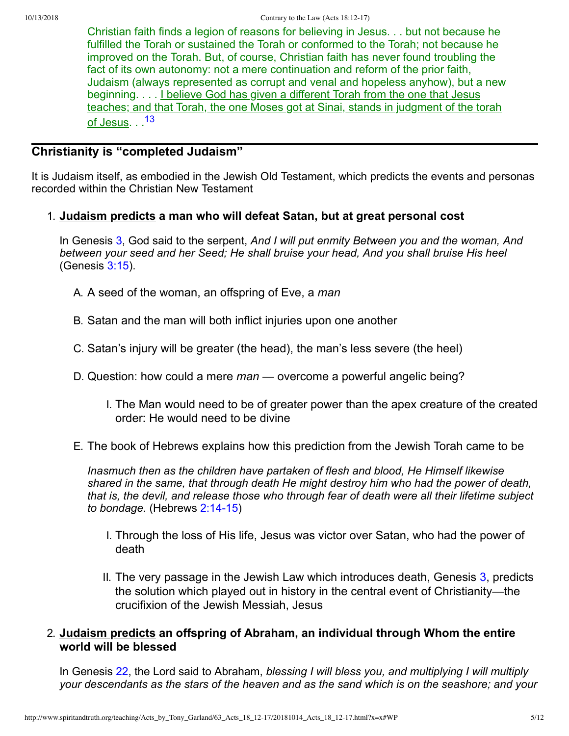Christian faith finds a legion of reasons for believing in Jesus. . . but not because he fulfilled the Torah or sustained the Torah or conformed to the Torah; not because he improved on the Torah. But, of course, Christian faith has never found troubling the fact of its own autonomy: not a mere continuation and reform of the prior faith, Judaism (always represented as corrupt and venal and hopeless anyhow), but a new beginning. . . . I believe God has given a different Torah from the one that Jesus teaches; and that Torah, the one Moses got at Sinai, stands in judgment of the torah of Jesus. . .[13]

## Christianity is "completed Judaism"

It is Judaism itself, as embodied in the Jewish Old Testament, which predicts the events and personas recorded within the Christian New Testament

1. **Judaism predicts a man who will defeat Satan, but at great personal cost**

   In Genesis 3, God said to the serpent, *And I will put enmity Between you and the woman, And between your seed and her Seed; He shall bruise your head, And you shall bruise His heel* (Genesis 3:15).

   A. A seed of the woman, an offspring of Eve, a *man*

   B. Satan and the man will both inflict injuries upon one another

   C. Satan's injury will be greater (the head), the man's less severe (the heel)

   D. Question: how could a mere *man* — overcome a powerful angelic being?

      I. The Man would need to be of greater power than the apex creature of the created order: He would need to be divine

   E. The book of Hebrews explains how this prediction from the Jewish Torah came to be

      *Inasmuch then as the children have partaken of flesh and blood, He Himself likewise shared in the same, that through death He might destroy him who had the power of death, that is, the devil, and release those who through fear of death were all their lifetime subject to bondage.* (Hebrews 2:14-15)

      I. Through the loss of His life, Jesus was victor over Satan, who had the power of death

      II. The very passage in the Jewish Law which introduces death, Genesis 3, predicts the solution which played out in history in the central event of Christianity—the crucifixion of the Jewish Messiah, Jesus

2. **Judaism predicts an offspring of Abraham, an individual through Whom the entire world will be blessed**

   In Genesis 22, the Lord said to Abraham, *blessing I will bless you, and multiplying I will multiply your descendants as the stars of the heaven and as the sand which is on the seashore; and your*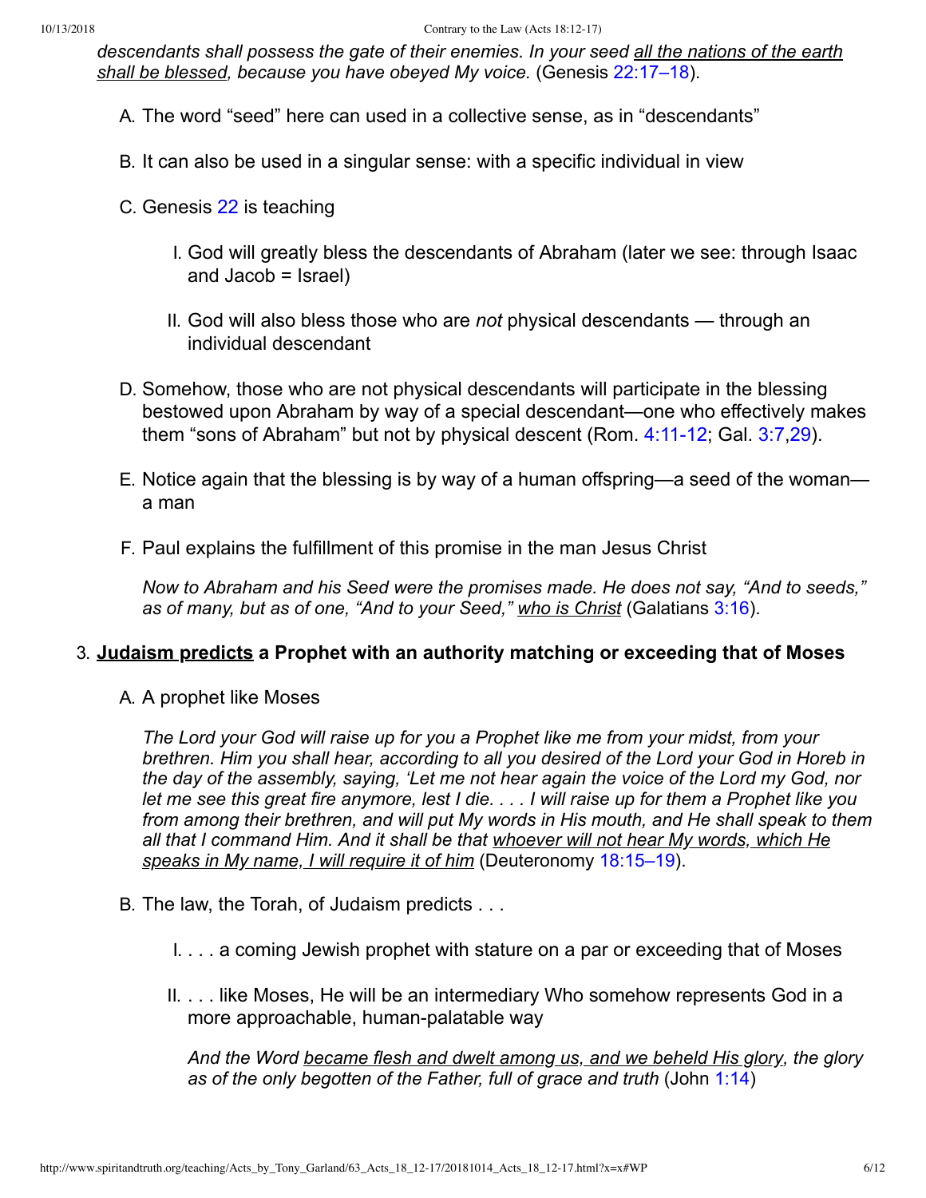*descendants shall possess the gate of their enemies. In your seed <u>all the nations of the earth shall be blessed</u>, because you have obeyed My voice.* (Genesis 22:17–18).

A. The word “seed” here can used in a collective sense, as in “descendants”

B. It can also be used in a singular sense: with a specific individual in view

C. Genesis 22 is teaching

   I. God will greatly bless the descendants of Abraham (later we see: through Isaac and Jacob = Israel)

   II. God will also bless those who are *not* physical descendants — through an individual descendant

D. Somehow, those who are not physical descendants will participate in the blessing bestowed upon Abraham by way of a special descendant—one who effectively makes them “sons of Abraham” but not by physical descent (Rom. 4:11-12; Gal. 3:7,29).

E. Notice again that the blessing is by way of a human offspring—a seed of the woman—a man

F. Paul explains the fulfillment of this promise in the man Jesus Christ

   *Now to Abraham and his Seed were the promises made. He does not say, “And to seeds,” as of many, but as of one, “And to your Seed,” <u>who is Christ</u>* (Galatians 3:16).

3. **<u>Judaism predicts</u> a Prophet with an authority matching or exceeding that of Moses**

   A. A prophet like Moses

   *The Lord your God will raise up for you a Prophet like me from your midst, from your brethren. Him you shall hear, according to all you desired of the Lord your God in Horeb in the day of the assembly, saying, ‘Let me not hear again the voice of the Lord my God, nor let me see this great fire anymore, lest I die. . . . I will raise up for them a Prophet like you from among their brethren, and will put My words in His mouth, and He shall speak to them all that I command Him. And it shall be that <u>whoever will not hear My words, which He speaks in My name, I will require it of him</u>* (Deuteronomy 18:15–19).

   B. The law, the Torah, of Judaism predicts . . .

      I. . . . a coming Jewish prophet with stature on a par or exceeding that of Moses

      II. . . . like Moses, He will be an intermediary Who somehow represents God in a more approachable, human-palatable way

      *And the Word <u>became flesh and dwelt among us, and we beheld His glory</u>, the glory as of the only begotten of the Father, full of grace and truth* (John 1:14)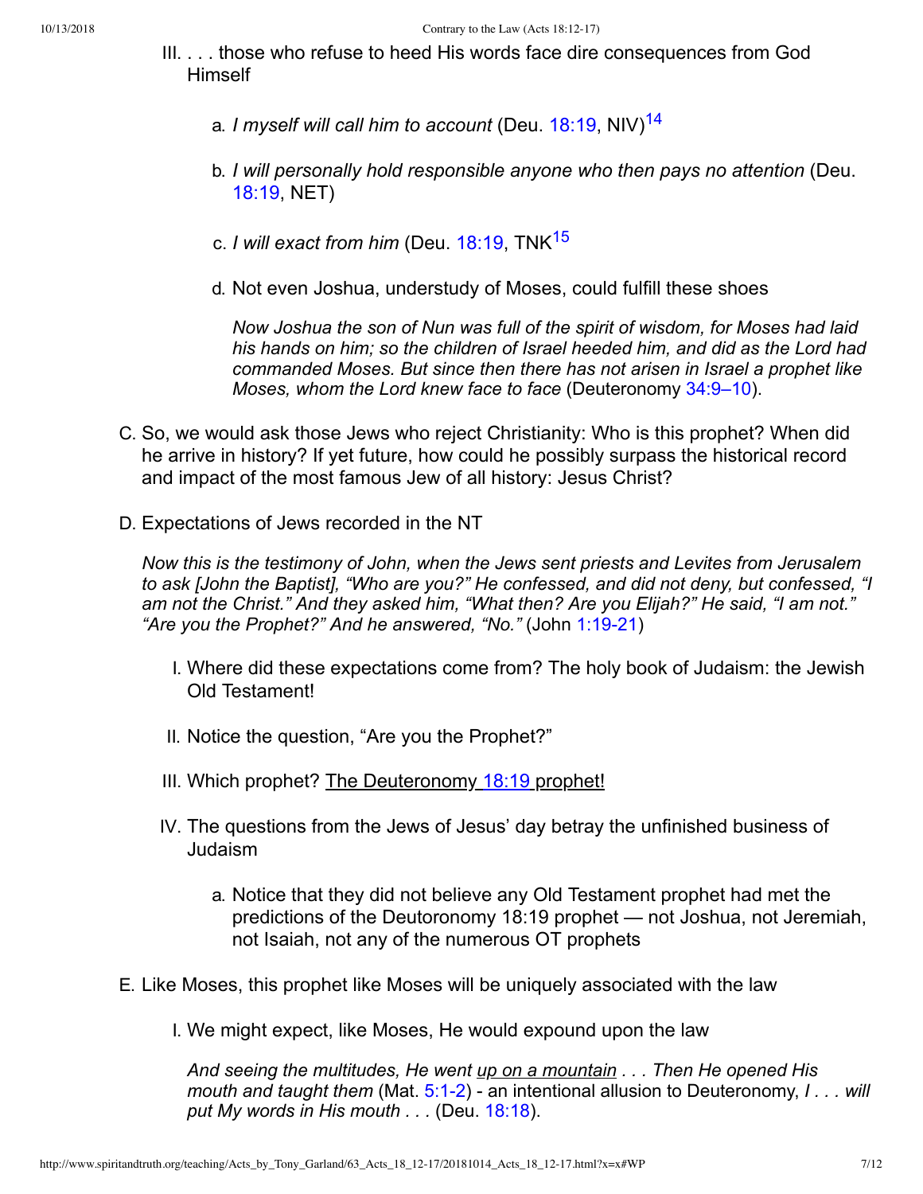III. . . . those who refuse to heed His words face dire consequences from God Himself

   a. *I myself will call him to account* (Deu. 18:19, NIV)[14]

   b. *I will personally hold responsible anyone who then pays no attention* (Deu. 18:19, NET)

   c. *I will exact from him* (Deu. 18:19, TNK[15]

   d. Not even Joshua, understudy of Moses, could fulfill these shoes

      *Now Joshua the son of Nun was full of the spirit of wisdom, for Moses had laid his hands on him; so the children of Israel heeded him, and did as the Lord had commanded Moses. But since then there has not arisen in Israel a prophet like Moses, whom the Lord knew face to face* (Deuteronomy 34:9–10).

C. So, we would ask those Jews who reject Christianity: Who is this prophet? When did he arrive in history? If yet future, how could he possibly surpass the historical record and impact of the most famous Jew of all history: Jesus Christ?

D. Expectations of Jews recorded in the NT

   *Now this is the testimony of John, when the Jews sent priests and Levites from Jerusalem to ask [John the Baptist], "Who are you?" He confessed, and did not deny, but confessed, "I am not the Christ." And they asked him, "What then? Are you Elijah?" He said, "I am not." "Are you the Prophet?" And he answered, "No."* (John 1:19-21)

   I. Where did these expectations come from? The holy book of Judaism: the Jewish Old Testament!

   II. Notice the question, "Are you the Prophet?"

   III. Which prophet? <u>The Deuteronomy 18:19 prophet!</u>

   IV. The questions from the Jews of Jesus' day betray the unfinished business of Judaism

      a. Notice that they did not believe any Old Testament prophet had met the predictions of the Deutoronomy 18:19 prophet — not Joshua, not Jeremiah, not Isaiah, not any of the numerous OT prophets

E. Like Moses, this prophet like Moses will be uniquely associated with the law

   I. We might expect, like Moses, He would expound upon the law

      *And seeing the multitudes, He went <u>up on a mountain</u> . . . Then He opened His mouth and taught them* (Mat. 5:1-2) - an intentional allusion to Deuteronomy, *I . . . will put My words in His mouth . . .* (Deu. 18:18).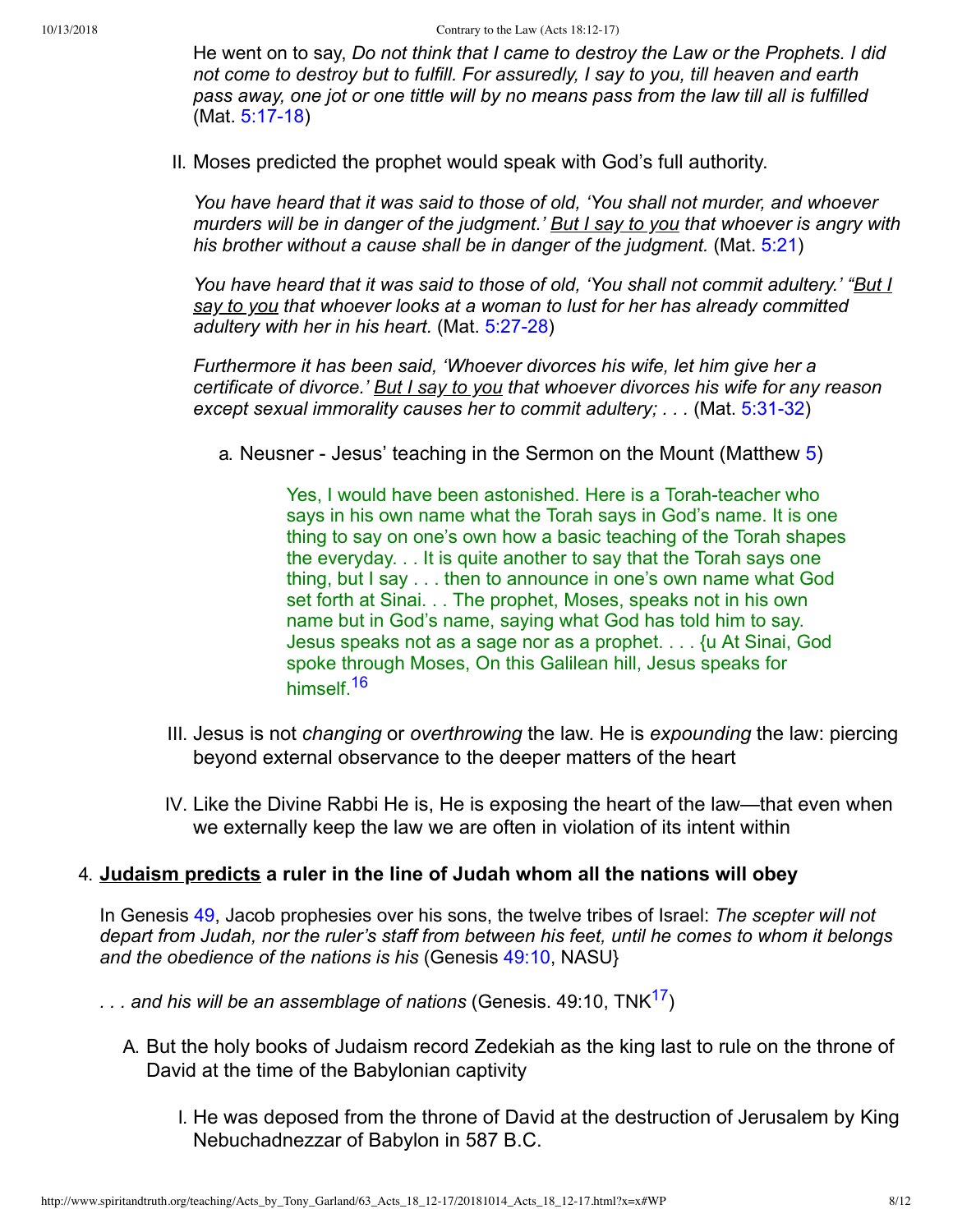He went on to say, *Do not think that I came to destroy the Law or the Prophets. I did not come to destroy but to fulfill. For assuredly, I say to you, till heaven and earth pass away, one jot or one tittle will by no means pass from the law till all is fulfilled* (Mat. 5:17-18)

II. Moses predicted the prophet would speak with God's full authority.

   *You have heard that it was said to those of old, 'You shall not murder, and whoever murders will be in danger of the judgment.' But I say to you that whoever is angry with his brother without a cause shall be in danger of the judgment.* (Mat. 5:21)

   *You have heard that it was said to those of old, 'You shall not commit adultery.' "But I say to you that whoever looks at a woman to lust for her has already committed adultery with her in his heart.* (Mat. 5:27-28)

   *Furthermore it has been said, 'Whoever divorces his wife, let him give her a certificate of divorce.' But I say to you that whoever divorces his wife for any reason except sexual immorality causes her to commit adultery; . . .* (Mat. 5:31-32)

   a. Neusner - Jesus' teaching in the Sermon on the Mount (Matthew 5)

      > Yes, I would have been astonished. Here is a Torah-teacher who says in his own name what the Torah says in God's name. It is one thing to say on one's own how a basic teaching of the Torah shapes the everyday. . . It is quite another to say that the Torah says one thing, but I say . . . then to announce in one's own name what God set forth at Sinai. . . The prophet, Moses, speaks not in his own name but in God's name, saying what God has told him to say. Jesus speaks not as a sage nor as a prophet. . . . {u At Sinai, God spoke through Moses, On this Galilean hill, Jesus speaks for himself.[16]

III. Jesus is not *changing* or *overthrowing* the law. He is *expounding* the law: piercing beyond external observance to the deeper matters of the heart

IV. Like the Divine Rabbi He is, He is exposing the heart of the law—that even when we externally keep the law we are often in violation of its intent within

4. **Judaism predicts a ruler in the line of Judah whom all the nations will obey**

   In Genesis 49, Jacob prophesies over his sons, the twelve tribes of Israel: *The scepter will not depart from Judah, nor the ruler's staff from between his feet, until he comes to whom it belongs and the obedience of the nations is his* (Genesis 49:10, NASU}

*. . . and his will be an assemblage of nations* (Genesis. 49:10, TNK[17])

A. But the holy books of Judaism record Zedekiah as the king last to rule on the throne of David at the time of the Babylonian captivity

   I. He was deposed from the throne of David at the destruction of Jerusalem by King Nebuchadnezzar of Babylon in 587 B.C.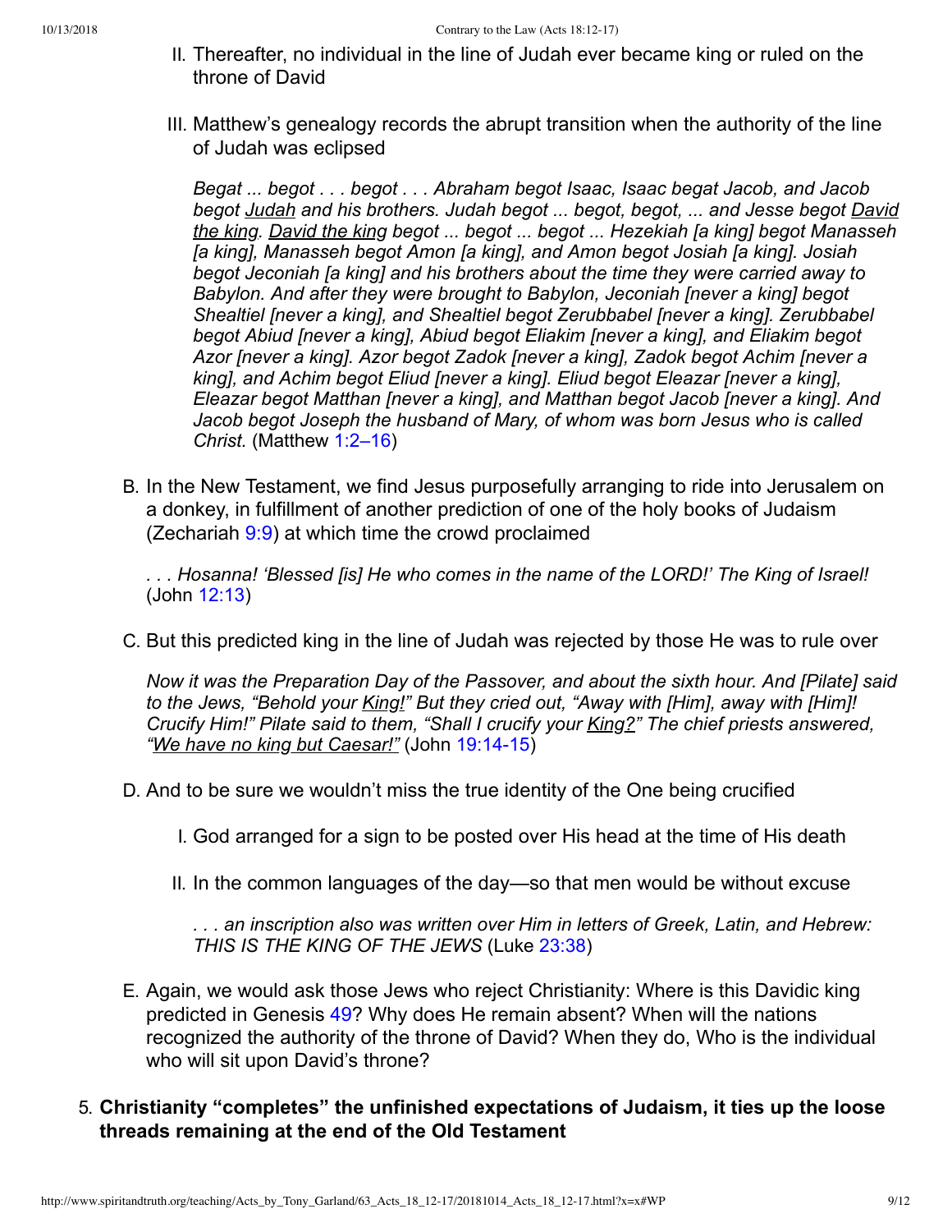II. Thereafter, no individual in the line of Judah ever became king or ruled on the throne of David

III. Matthew's genealogy records the abrupt transition when the authority of the line of Judah was eclipsed

*Begat ... begot . . . begot . . . Abraham begot Isaac, Isaac begat Jacob, and Jacob begot Judah and his brothers. Judah begot ... begot, begot, ... and Jesse begot David the king. David the king begot ... begot ... begot ... Hezekiah [a king] begot Manasseh [a king], Manasseh begot Amon [a king], and Amon begot Josiah [a king]. Josiah begot Jeconiah [a king] and his brothers about the time they were carried away to Babylon. And after they were brought to Babylon, Jeconiah [never a king] begot Shealtiel [never a king], and Shealtiel begot Zerubbabel [never a king]. Zerubbabel begot Abiud [never a king], Abiud begot Eliakim [never a king], and Eliakim begot Azor [never a king]. Azor begot Zadok [never a king], Zadok begot Achim [never a king], and Achim begot Eliud [never a king]. Eliud begot Eleazar [never a king], Eleazar begot Matthan [never a king], and Matthan begot Jacob [never a king]. And Jacob begot Joseph the husband of Mary, of whom was born Jesus who is called Christ.* (Matthew 1:2–16)

B. In the New Testament, we find Jesus purposefully arranging to ride into Jerusalem on a donkey, in fulfillment of another prediction of one of the holy books of Judaism (Zechariah 9:9) at which time the crowd proclaimed

*. . . Hosanna! 'Blessed [is] He who comes in the name of the LORD!' The King of Israel!* (John 12:13)

C. But this predicted king in the line of Judah was rejected by those He was to rule over

*Now it was the Preparation Day of the Passover, and about the sixth hour. And [Pilate] said to the Jews, "Behold your King!" But they cried out, "Away with [Him], away with [Him]! Crucify Him!" Pilate said to them, "Shall I crucify your King?" The chief priests answered, "We have no king but Caesar!"* (John 19:14-15)

D. And to be sure we wouldn't miss the true identity of the One being crucified

I. God arranged for a sign to be posted over His head at the time of His death

II. In the common languages of the day—so that men would be without excuse

*. . . an inscription also was written over Him in letters of Greek, Latin, and Hebrew: THIS IS THE KING OF THE JEWS* (Luke 23:38)

E. Again, we would ask those Jews who reject Christianity: Where is this Davidic king predicted in Genesis 49? Why does He remain absent? When will the nations recognized the authority of the throne of David? When they do, Who is the individual who will sit upon David's throne?

5. **Christianity "completes" the unfinished expectations of Judaism, it ties up the loose threads remaining at the end of the Old Testament**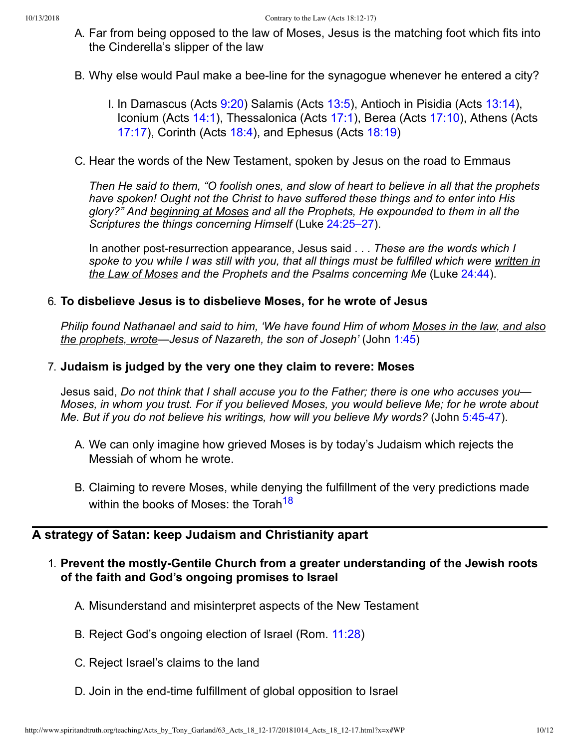A. Far from being opposed to the law of Moses, Jesus is the matching foot which fits into the Cinderella's slipper of the law

B. Why else would Paul make a bee-line for the synagogue whenever he entered a city?

   I. In Damascus (Acts 9:20) Salamis (Acts 13:5), Antioch in Pisidia (Acts 13:14), Iconium (Acts 14:1), Thessalonica (Acts 17:1), Berea (Acts 17:10), Athens (Acts 17:17), Corinth (Acts 18:4), and Ephesus (Acts 18:19)

C. Hear the words of the New Testament, spoken by Jesus on the road to Emmaus

   *Then He said to them, "O foolish ones, and slow of heart to believe in all that the prophets have spoken! Ought not the Christ to have suffered these things and to enter into His glory?" And <u>beginning at Moses</u> and all the Prophets, He expounded to them in all the Scriptures the things concerning Himself* (Luke 24:25–27).

   In another post-resurrection appearance, Jesus said . . . *These are the words which I spoke to you while I was still with you, that all things must be fulfilled which were <u>written in the Law of Moses</u> and the Prophets and the Psalms concerning Me* (Luke 24:44).

6. **To disbelieve Jesus is to disbelieve Moses, for he wrote of Jesus**

   *Philip found Nathanael and said to him, 'We have found Him of whom <u>Moses in the law, and also the prophets, wrote</u>—Jesus of Nazareth, the son of Joseph'* (John 1:45)

7. **Judaism is judged by the very one they claim to revere: Moses**

   Jesus said, *Do not think that I shall accuse you to the Father; there is one who accuses you—Moses, in whom you trust. For if you believed Moses, you would believe Me; for he wrote about Me. But if you do not believe his writings, how will you believe My words?* (John 5:45-47).

   A. We can only imagine how grieved Moses is by today's Judaism which rejects the Messiah of whom he wrote.

   B. Claiming to revere Moses, while denying the fulfillment of the very predictions made within the books of Moses: the Torah[18]

## A strategy of Satan: keep Judaism and Christianity apart

1. **Prevent the mostly-Gentile Church from a greater understanding of the Jewish roots of the faith and God's ongoing promises to Israel**

   A. Misunderstand and misinterpret aspects of the New Testament

   B. Reject God's ongoing election of Israel (Rom. 11:28)

   C. Reject Israel's claims to the land

   D. Join in the end-time fulfillment of global opposition to Israel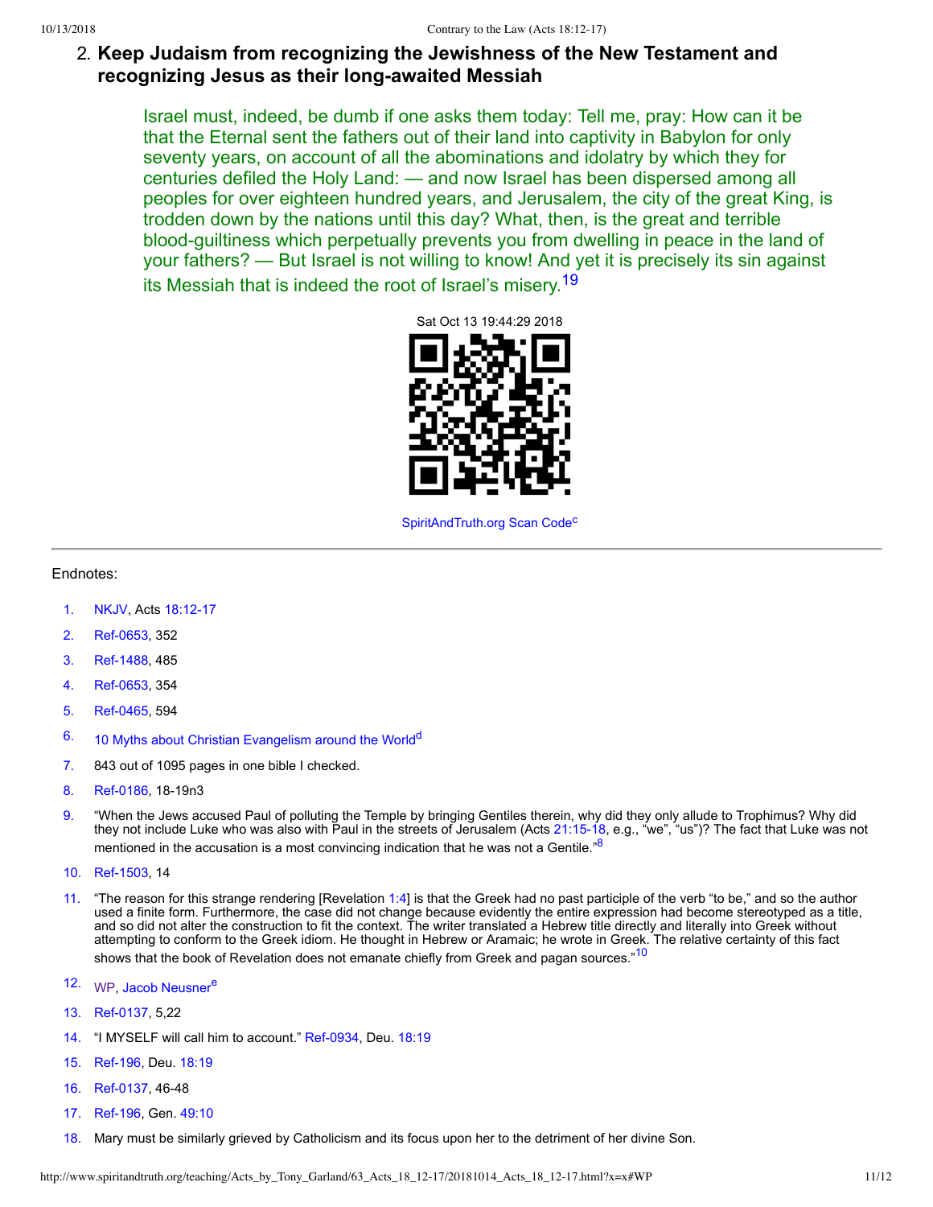2. **Keep Judaism from recognizing the Jewishness of the New Testament and recognizing Jesus as their long-awaited Messiah**

> Israel must, indeed, be dumb if one asks them today: Tell me, pray: How can it be that the Eternal sent the fathers out of their land into captivity in Babylon for only seventy years, on account of all the abominations and idolatry by which they for centuries defiled the Holy Land: — and now Israel has been dispersed among all peoples for over eighteen hundred years, and Jerusalem, the city of the great King, is trodden down by the nations until this day? What, then, is the great and terrible blood-guiltiness which perpetually prevents you from dwelling in peace in the land of your fathers? — But Israel is not willing to know! And yet it is precisely its sin against its Messiah that is indeed the root of Israel's misery.[19]

Sat Oct 13 19:44:29 2018

SpiritAndTruth.org Scan Code[c]

---

Endnotes:

1. NKJV, Acts 18:12-17
2. Ref-0653, 352
3. Ref-1488, 485
4. Ref-0653, 354
5. Ref-0465, 594
6. 10 Myths about Christian Evangelism around the World[d]
7. 843 out of 1095 pages in one bible I checked.
8. Ref-0186, 18-19n3
9. "When the Jews accused Paul of polluting the Temple by bringing Gentiles therein, why did they only allude to Trophimus? Why did they not include Luke who was also with Paul in the streets of Jerusalem (Acts 21:15-18, e.g., "we", "us")? The fact that Luke was not mentioned in the accusation is a most convincing indication that he was not a Gentile."[8]
10. Ref-1503, 14
11. "The reason for this strange rendering [Revelation 1:4] is that the Greek had no past participle of the verb "to be," and so the author used a finite form. Furthermore, the case did not change because evidently the entire expression had become stereotyped as a title, and so did not alter the construction to fit the context. The writer translated a Hebrew title directly and literally into Greek without attempting to conform to the Greek idiom. He thought in Hebrew or Aramaic; he wrote in Greek. The relative certainty of this fact shows that the book of Revelation does not emanate chiefly from Greek and pagan sources."[10]
12. WP, Jacob Neusner[e]
13. Ref-0137, 5,22
14. "I MYSELF will call him to account." Ref-0934, Deu. 18:19
15. Ref-196, Deu. 18:19
16. Ref-0137, 46-48
17. Ref-196, Gen. 49:10
18. Mary must be similarly grieved by Catholicism and its focus upon her to the detriment of her divine Son.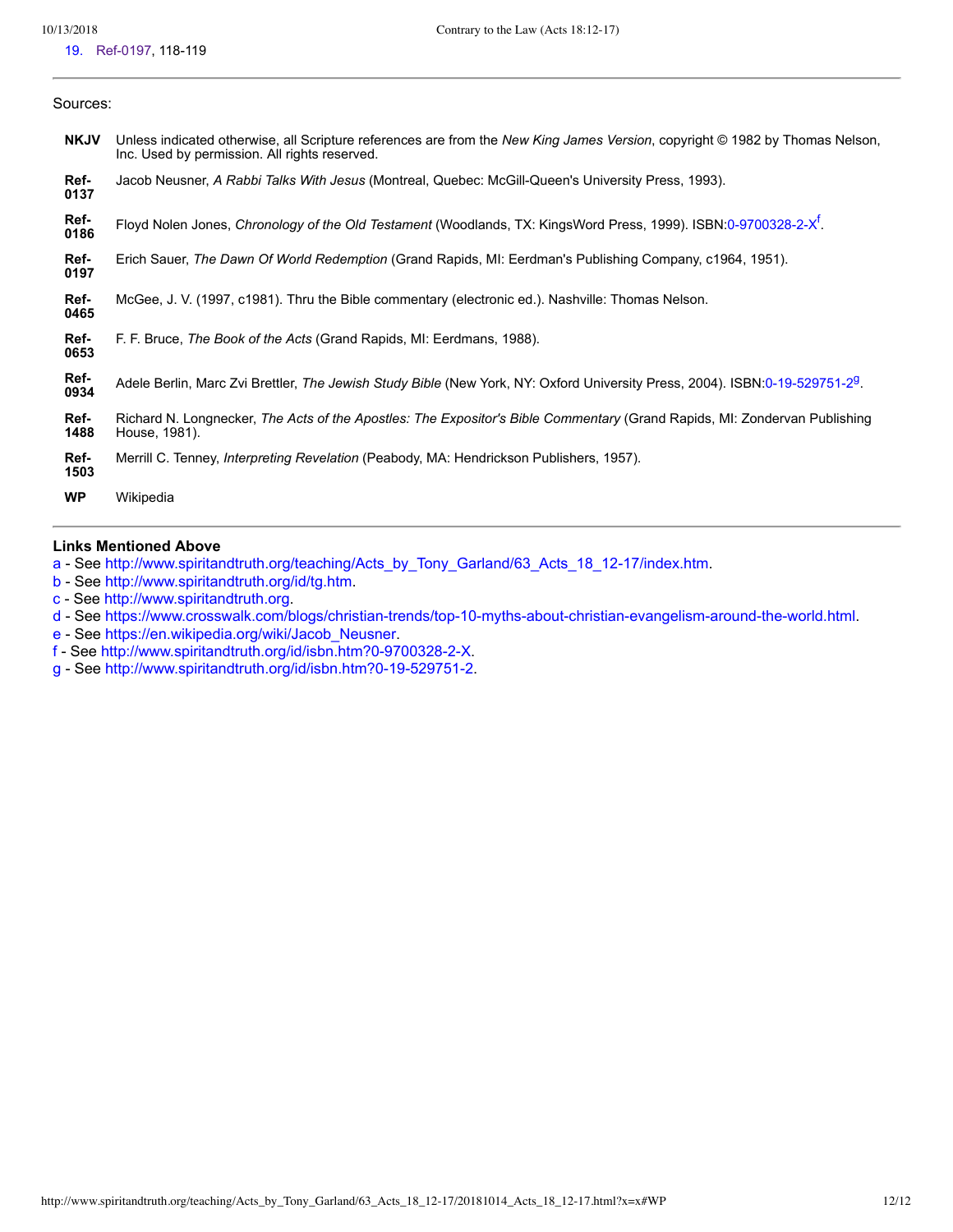19. Ref-0197, 118-119

---

Sources:

| | |
|---|---|
| **NKJV** | Unless indicated otherwise, all Scripture references are from the *New King James Version*, copyright © 1982 by Thomas Nelson, Inc. Used by permission. All rights reserved. |
| **Ref-0137** | Jacob Neusner, *A Rabbi Talks With Jesus* (Montreal, Quebec: McGill-Queen's University Press, 1993). |
| **Ref-0186** | Floyd Nolen Jones, *Chronology of the Old Testament* (Woodlands, TX: KingsWord Press, 1999). ISBN:0-9700328-2-X[f]. |
| **Ref-0197** | Erich Sauer, *The Dawn Of World Redemption* (Grand Rapids, MI: Eerdman's Publishing Company, c1964, 1951). |
| **Ref-0465** | McGee, J. V. (1997, c1981). Thru the Bible commentary (electronic ed.). Nashville: Thomas Nelson. |
| **Ref-0653** | F. F. Bruce, *The Book of the Acts* (Grand Rapids, MI: Eerdmans, 1988). |
| **Ref-0934** | Adele Berlin, Marc Zvi Brettler, *The Jewish Study Bible* (New York, NY: Oxford University Press, 2004). ISBN:0-19-529751-2[g]. |
| **Ref-1488** | Richard N. Longnecker, *The Acts of the Apostles: The Expositor's Bible Commentary* (Grand Rapids, MI: Zondervan Publishing House, 1981). |
| **Ref-1503** | Merrill C. Tenney, *Interpreting Revelation* (Peabody, MA: Hendrickson Publishers, 1957). |
| **WP** | Wikipedia |

---

**Links Mentioned Above**

a - See http://www.spiritandtruth.org/teaching/Acts_by_Tony_Garland/63_Acts_18_12-17/index.htm.
b - See http://www.spiritandtruth.org/id/tg.htm.
c - See http://www.spiritandtruth.org.
d - See https://www.crosswalk.com/blogs/christian-trends/top-10-myths-about-christian-evangelism-around-the-world.html.
e - See https://en.wikipedia.org/wiki/Jacob_Neusner.
f - See http://www.spiritandtruth.org/id/isbn.htm?0-9700328-2-X.
g - See http://www.spiritandtruth.org/id/isbn.htm?0-19-529751-2.